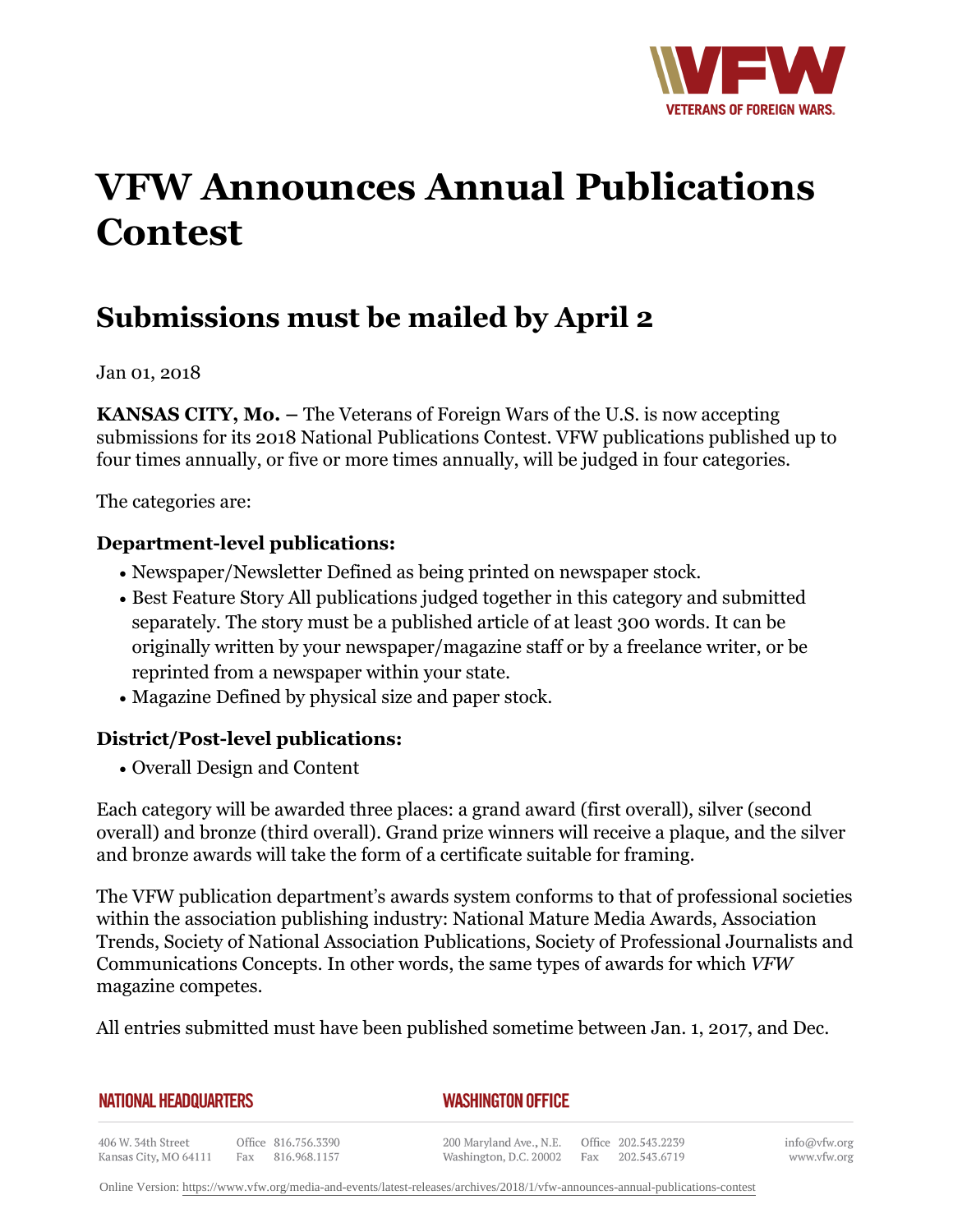# VFW Announces Annual Publications Contest

## Submissions must be mailed by April 2

Jan 01, 2018

**KANSAS CITY, Mo. –** The Veterans of Foreign Wars of the U.S. is now accepting submissions for its 2018 National Publications Contest. VFW publications published up to four times annually, or five or more times annually, will be judged in four categories.

The categories are:

### Department-level publications:

- Newspaper/Newsletter Defined as being printed on newspaper stock.
- Best Feature Story All publications judged together in this category and submitted separately. The story must be a published article of at least 300 words. It can be originally written by your newspaper/magazine staff or by a freelance writer, or be reprinted from a newspaper within your state.
- Magazine Defined by physical size and paper stock.

### District/Post-level publications:

- Overall Design and Content

Each category will be awarded three places: a grand award (first overall), silver (second overall) and bronze (third overall). Grand prize winners will receive a plaque, and the silver and bronze awards will take the form of a certificate suitable for framing.

The VFW publication department's awards system conforms to that of professional societies within the association publishing industry: National Mature Media Awards, Association Trends, Society of National Association Publications, Society of Professional Journalists and Communications Concepts. In other words, the same types of awards for which *VFW* magazine competes.

All entries submitted must have been published sometime between Jan. 1, 2017, and Dec.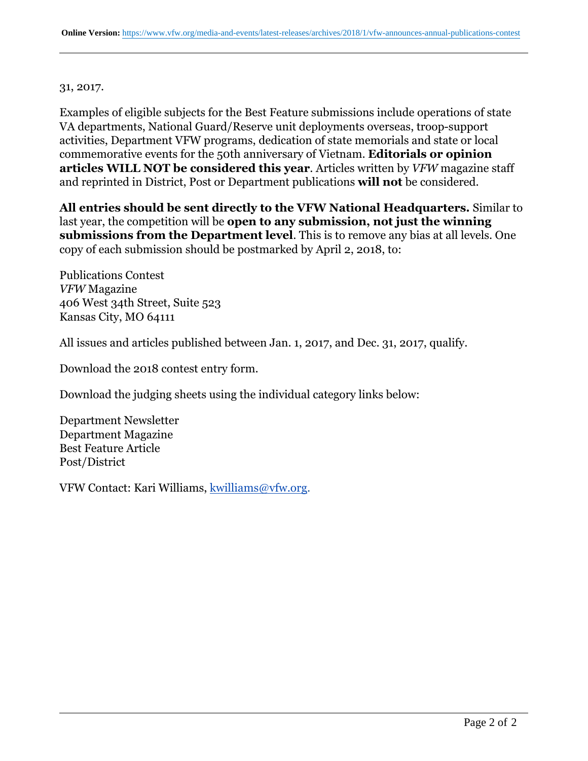31, 2017.

Examples of eligible subjects for the Best Feature submissions include operations of state VA departments, National Guard/Reserve unit deployments overseas, troop-support activities, Department VFW programs, dedication of state memorials and state or local commemorative events for the 50th anniversary of Vietnam. **Editorials or opinion articles WILL NOT be considered this year**. Articles written by *VFW* magazine staff and reprinted in District, Post or Department publications **will not** be considered.

**All entries should be sent directly to the VFW National Headquarters.** Similar to last year, the competition will be **open to any submission, not just the winning submissions from the Department level**. This is to remove any bias at all levels. One copy of each submission should be postmarked by April 2, 2018, to:

Publications Contest
*VFW* Magazine
406 West 34th Street, Suite 523
Kansas City, MO 64111

All issues and articles published between Jan. 1, 2017, and Dec. 31, 2017, qualify.

Download the 2018 contest entry form.

Download the judging sheets using the individual category links below:

Department Newsletter
Department Magazine
Best Feature Article
Post/District

VFW Contact: Kari Williams, kwilliams@vfw.org.